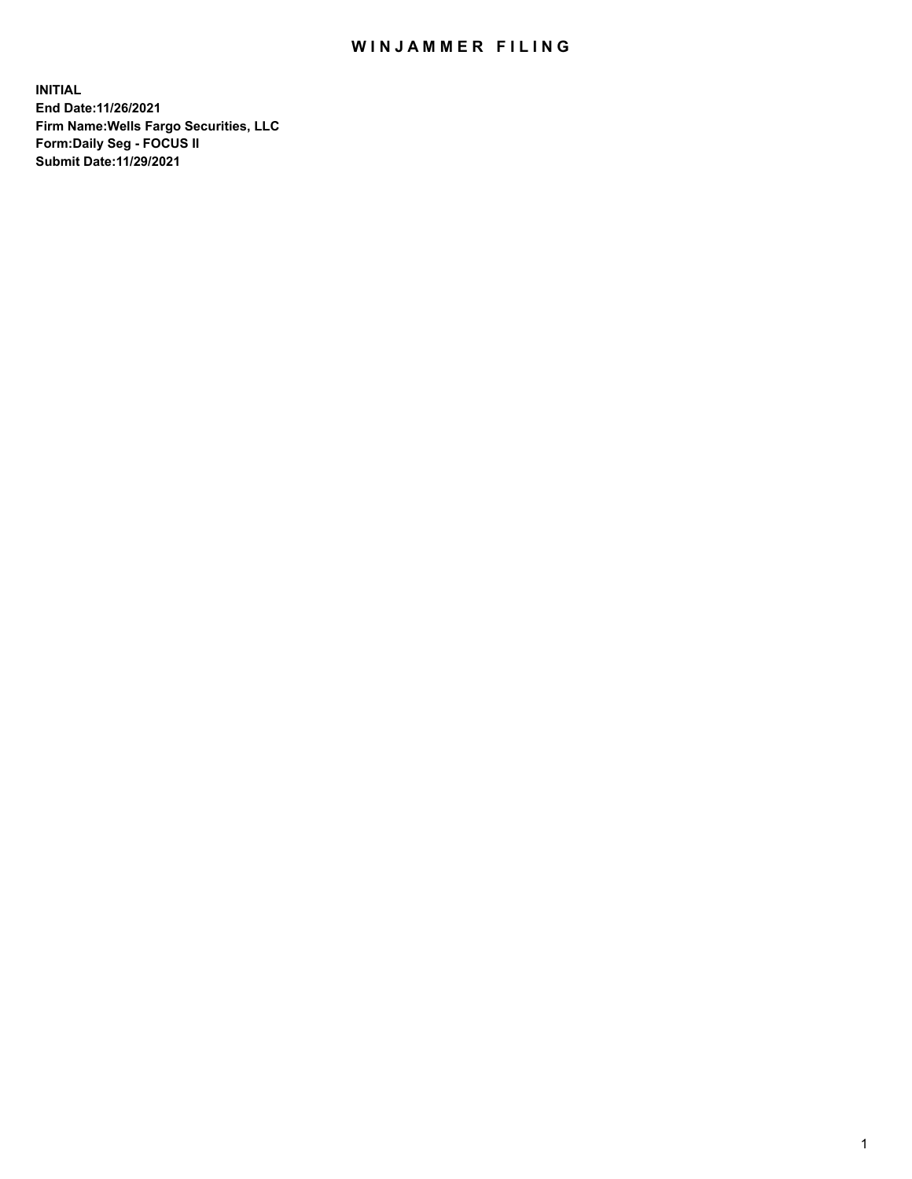# WINJAMMER FILING

**INITIAL**
**End Date:11/26/2021**
**Firm Name:Wells Fargo Securities, LLC**
**Form:Daily Seg - FOCUS II**
**Submit Date:11/29/2021**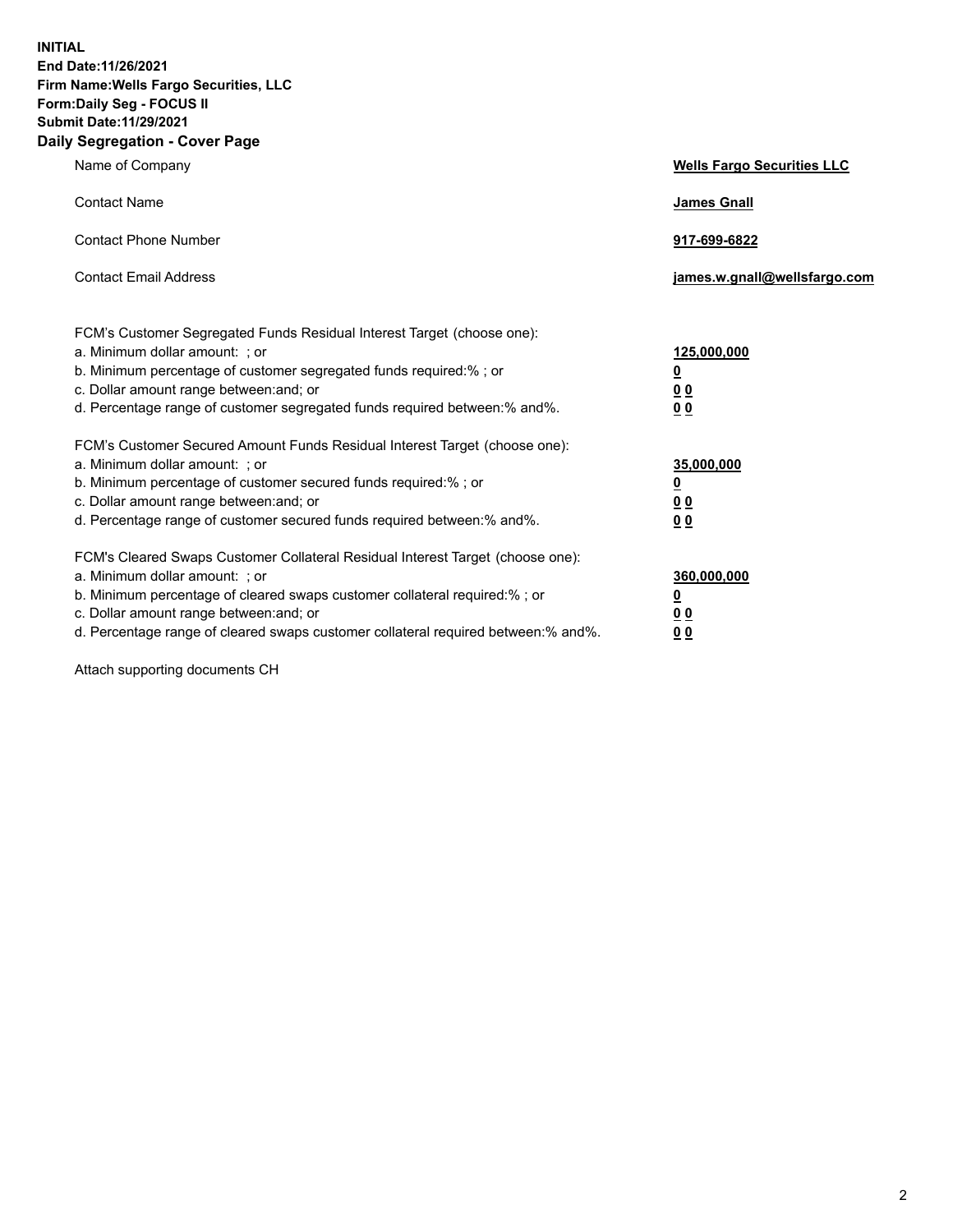**INITIAL**
**End Date:11/26/2021**
**Firm Name:Wells Fargo Securities, LLC**
**Form:Daily Seg - FOCUS II**
**Submit Date:11/29/2021**

## Daily Segregation - Cover Page

| | |
|---|---|
| Name of Company | **Wells Fargo Securities LLC** |
| Contact Name | **James Gnall** |
| Contact Phone Number | **917-699-6822** |
| Contact Email Address | **james.w.gnall@wellsfargo.com** |

FCM's Customer Segregated Funds Residual Interest Target (choose one):

| | |
|---|---|
| a. Minimum dollar amount: ; or | **125,000,000** |
| b. Minimum percentage of customer segregated funds required:% ; or | **0** |
| c. Dollar amount range between:and; or | **0 0** |
| d. Percentage range of customer segregated funds required between:% and%. | **0 0** |

FCM's Customer Secured Amount Funds Residual Interest Target (choose one):

| | |
|---|---|
| a. Minimum dollar amount: ; or | **35,000,000** |
| b. Minimum percentage of customer secured funds required:% ; or | **0** |
| c. Dollar amount range between:and; or | **0 0** |
| d. Percentage range of customer secured funds required between:% and%. | **0 0** |

FCM's Cleared Swaps Customer Collateral Residual Interest Target (choose one):

| | |
|---|---|
| a. Minimum dollar amount: ; or | **360,000,000** |
| b. Minimum percentage of cleared swaps customer collateral required:% ; or | **0** |
| c. Dollar amount range between:and; or | **0 0** |
| d. Percentage range of cleared swaps customer collateral required between:% and%. | **0 0** |

Attach supporting documents CH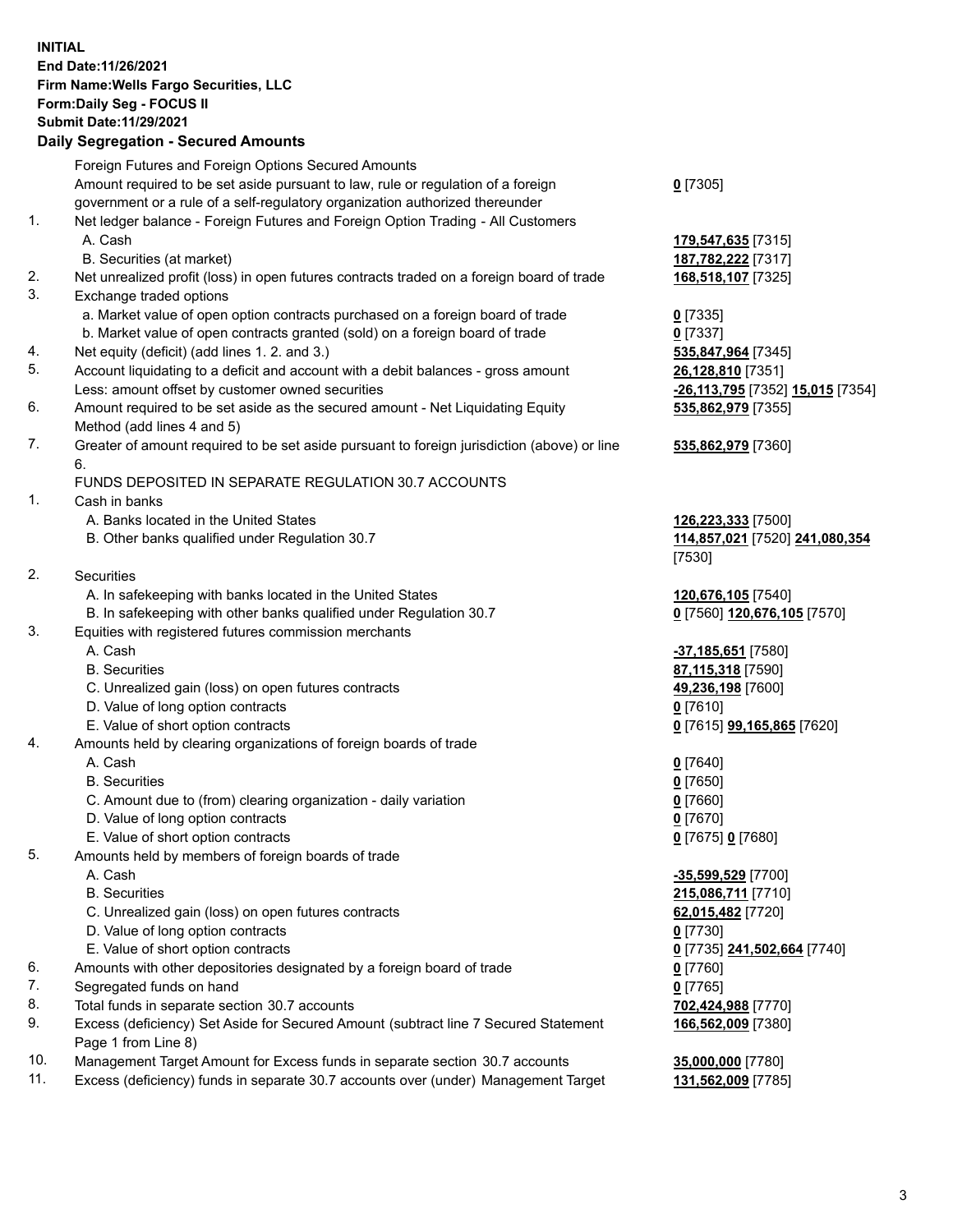**INITIAL**
**End Date:11/26/2021**
**Firm Name:Wells Fargo Securities, LLC**
**Form:Daily Seg - FOCUS II**
**Submit Date:11/29/2021**

## Daily Segregation - Secured Amounts

| | | |
|---|---|---|
| | Foreign Futures and Foreign Options Secured Amounts | |
| | Amount required to be set aside pursuant to law, rule or regulation of a foreign government or a rule of a self-regulatory organization authorized thereunder | **0** [7305] |
| 1. | Net ledger balance - Foreign Futures and Foreign Option Trading - All Customers | |
| | A. Cash | **179,547,635** [7315] |
| | B. Securities (at market) | **187,782,222** [7317] |
| 2. | Net unrealized profit (loss) in open futures contracts traded on a foreign board of trade | **168,518,107** [7325] |
| 3. | Exchange traded options | |
| | a. Market value of open option contracts purchased on a foreign board of trade | **0** [7335] |
| | b. Market value of open contracts granted (sold) on a foreign board of trade | **0** [7337] |
| 4. | Net equity (deficit) (add lines 1. 2. and 3.) | **535,847,964** [7345] |
| 5. | Account liquidating to a deficit and account with a debit balances - gross amount | **26,128,810** [7351] |
| | Less: amount offset by customer owned securities | **-26,113,795** [7352] **15,015** [7354] |
| 6. | Amount required to be set aside as the secured amount - Net Liquidating Equity Method (add lines 4 and 5) | **535,862,979** [7355] |
| 7. | Greater of amount required to be set aside pursuant to foreign jurisdiction (above) or line 6. | **535,862,979** [7360] |
| | FUNDS DEPOSITED IN SEPARATE REGULATION 30.7 ACCOUNTS | |
| 1. | Cash in banks | |
| | A. Banks located in the United States | **126,223,333** [7500] |
| | B. Other banks qualified under Regulation 30.7 | **114,857,021** [7520] **241,080,354** [7530] |
| 2. | Securities | |
| | A. In safekeeping with banks located in the United States | **120,676,105** [7540] |
| | B. In safekeeping with other banks qualified under Regulation 30.7 | **0** [7560] **120,676,105** [7570] |
| 3. | Equities with registered futures commission merchants | |
| | A. Cash | **-37,185,651** [7580] |
| | B. Securities | **87,115,318** [7590] |
| | C. Unrealized gain (loss) on open futures contracts | **49,236,198** [7600] |
| | D. Value of long option contracts | **0** [7610] |
| | E. Value of short option contracts | **0** [7615] **99,165,865** [7620] |
| 4. | Amounts held by clearing organizations of foreign boards of trade | |
| | A. Cash | **0** [7640] |
| | B. Securities | **0** [7650] |
| | C. Amount due to (from) clearing organization - daily variation | **0** [7660] |
| | D. Value of long option contracts | **0** [7670] |
| | E. Value of short option contracts | **0** [7675] **0** [7680] |
| 5. | Amounts held by members of foreign boards of trade | |
| | A. Cash | **-35,599,529** [7700] |
| | B. Securities | **215,086,711** [7710] |
| | C. Unrealized gain (loss) on open futures contracts | **62,015,482** [7720] |
| | D. Value of long option contracts | **0** [7730] |
| | E. Value of short option contracts | **0** [7735] **241,502,664** [7740] |
| 6. | Amounts with other depositories designated by a foreign board of trade | **0** [7760] |
| 7. | Segregated funds on hand | **0** [7765] |
| 8. | Total funds in separate section 30.7 accounts | **702,424,988** [7770] |
| 9. | Excess (deficiency) Set Aside for Secured Amount (subtract line 7 Secured Statement Page 1 from Line 8) | **166,562,009** [7380] |
| 10. | Management Target Amount for Excess funds in separate section 30.7 accounts | **35,000,000** [7780] |
| 11. | Excess (deficiency) funds in separate 30.7 accounts over (under) Management Target | **131,562,009** [7785] |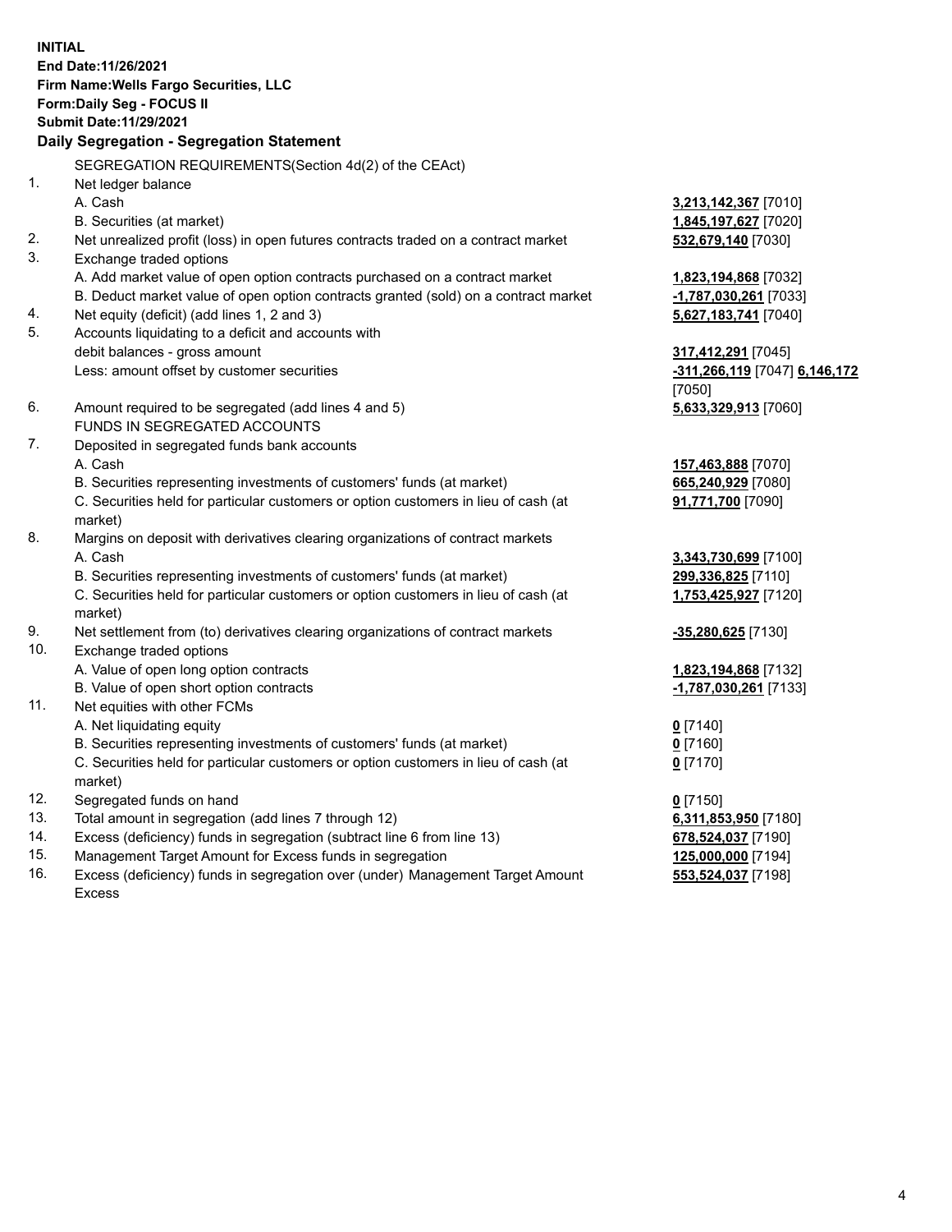**INITIAL**
**End Date:11/26/2021**
**Firm Name:Wells Fargo Securities, LLC**
**Form:Daily Seg - FOCUS II**
**Submit Date:11/29/2021**

## Daily Segregation - Segregation Statement

SEGREGATION REQUIREMENTS(Section 4d(2) of the CEAct)

| | | |
|---|---|---|
| 1. | Net ledger balance | |
| | A. Cash | **3,213,142,367** [7010] |
| | B. Securities (at market) | **1,845,197,627** [7020] |
| 2. | Net unrealized profit (loss) in open futures contracts traded on a contract market | **532,679,140** [7030] |
| 3. | Exchange traded options | |
| | A. Add market value of open option contracts purchased on a contract market | **1,823,194,868** [7032] |
| | B. Deduct market value of open option contracts granted (sold) on a contract market | **-1,787,030,261** [7033] |
| 4. | Net equity (deficit) (add lines 1, 2 and 3) | **5,627,183,741** [7040] |
| 5. | Accounts liquidating to a deficit and accounts with debit balances - gross amount | **317,412,291** [7045] |
| | Less: amount offset by customer securities | **-311,266,119** [7047] **6,146,172** [7050] |
| 6. | Amount required to be segregated (add lines 4 and 5) | **5,633,329,913** [7060] |
| | FUNDS IN SEGREGATED ACCOUNTS | |
| 7. | Deposited in segregated funds bank accounts | |
| | A. Cash | **157,463,888** [7070] |
| | B. Securities representing investments of customers' funds (at market) | **665,240,929** [7080] |
| | C. Securities held for particular customers or option customers in lieu of cash (at market) | **91,771,700** [7090] |
| 8. | Margins on deposit with derivatives clearing organizations of contract markets | |
| | A. Cash | **3,343,730,699** [7100] |
| | B. Securities representing investments of customers' funds (at market) | **299,336,825** [7110] |
| | C. Securities held for particular customers or option customers in lieu of cash (at market) | **1,753,425,927** [7120] |
| 9. | Net settlement from (to) derivatives clearing organizations of contract markets | **-35,280,625** [7130] |
| 10. | Exchange traded options | |
| | A. Value of open long option contracts | **1,823,194,868** [7132] |
| | B. Value of open short option contracts | **-1,787,030,261** [7133] |
| 11. | Net equities with other FCMs | |
| | A. Net liquidating equity | **0** [7140] |
| | B. Securities representing investments of customers' funds (at market) | **0** [7160] |
| | C. Securities held for particular customers or option customers in lieu of cash (at market) | **0** [7170] |
| 12. | Segregated funds on hand | **0** [7150] |
| 13. | Total amount in segregation (add lines 7 through 12) | **6,311,853,950** [7180] |
| 14. | Excess (deficiency) funds in segregation (subtract line 6 from line 13) | **678,524,037** [7190] |
| 15. | Management Target Amount for Excess funds in segregation | **125,000,000** [7194] |
| 16. | Excess (deficiency) funds in segregation over (under) Management Target Amount Excess | **553,524,037** [7198] |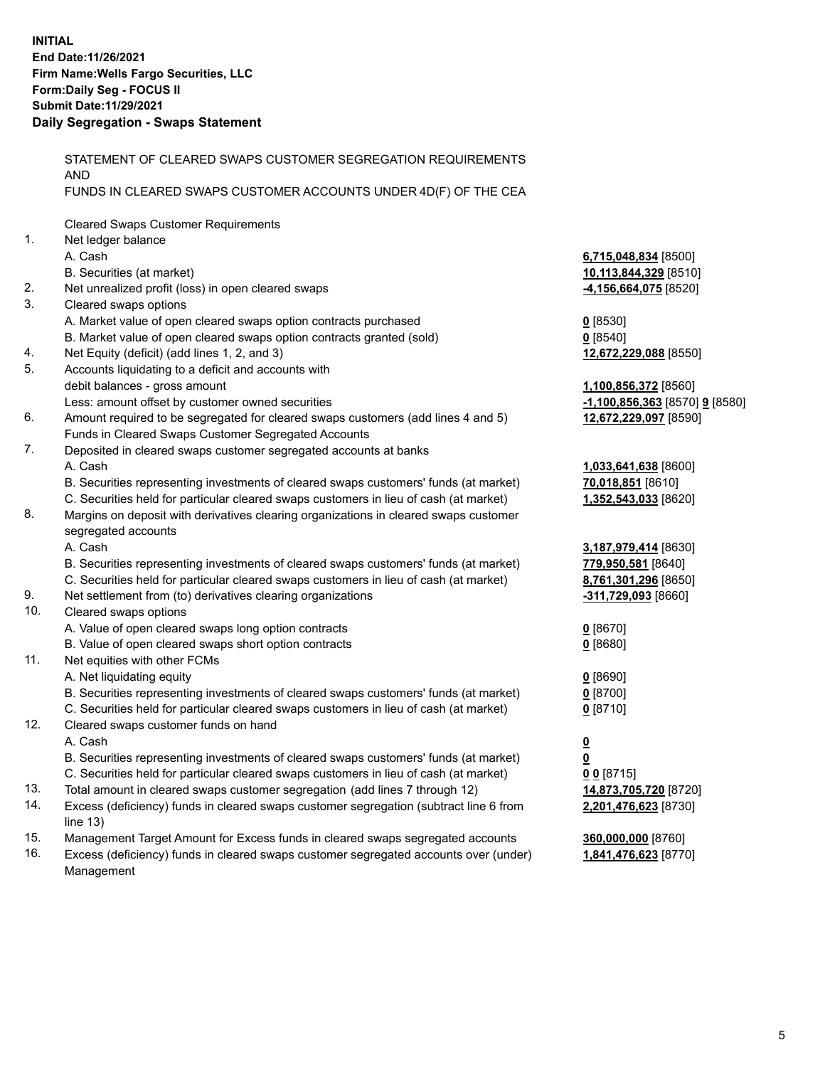**INITIAL**
**End Date:11/26/2021**
**Firm Name:Wells Fargo Securities, LLC**
**Form:Daily Seg - FOCUS II**
**Submit Date:11/29/2021**
**Daily Segregation - Swaps Statement**

STATEMENT OF CLEARED SWAPS CUSTOMER SEGREGATION REQUIREMENTS AND FUNDS IN CLEARED SWAPS CUSTOMER ACCOUNTS UNDER 4D(F) OF THE CEA

| | | |
|---|---|---|
| | Cleared Swaps Customer Requirements | |
| 1. | Net ledger balance | |
| | A. Cash | **6,715,048,834** [8500] |
| | B. Securities (at market) | **10,113,844,329** [8510] |
| 2. | Net unrealized profit (loss) in open cleared swaps | **-4,156,664,075** [8520] |
| 3. | Cleared swaps options | |
| | A. Market value of open cleared swaps option contracts purchased | **0** [8530] |
| | B. Market value of open cleared swaps option contracts granted (sold) | **0** [8540] |
| 4. | Net Equity (deficit) (add lines 1, 2, and 3) | **12,672,229,088** [8550] |
| 5. | Accounts liquidating to a deficit and accounts with debit balances - gross amount | **1,100,856,372** [8560] |
| | Less: amount offset by customer owned securities | **-1,100,856,363** [8570] **9** [8580] |
| 6. | Amount required to be segregated for cleared swaps customers (add lines 4 and 5) | **12,672,229,097** [8590] |
| | Funds in Cleared Swaps Customer Segregated Accounts | |
| 7. | Deposited in cleared swaps customer segregated accounts at banks | |
| | A. Cash | **1,033,641,638** [8600] |
| | B. Securities representing investments of cleared swaps customers' funds (at market) | **70,018,851** [8610] |
| | C. Securities held for particular cleared swaps customers in lieu of cash (at market) | **1,352,543,033** [8620] |
| 8. | Margins on deposit with derivatives clearing organizations in cleared swaps customer segregated accounts | |
| | A. Cash | **3,187,979,414** [8630] |
| | B. Securities representing investments of cleared swaps customers' funds (at market) | **779,950,581** [8640] |
| | C. Securities held for particular cleared swaps customers in lieu of cash (at market) | **8,761,301,296** [8650] |
| 9. | Net settlement from (to) derivatives clearing organizations | **-311,729,093** [8660] |
| 10. | Cleared swaps options | |
| | A. Value of open cleared swaps long option contracts | **0** [8670] |
| | B. Value of open cleared swaps short option contracts | **0** [8680] |
| 11. | Net equities with other FCMs | |
| | A. Net liquidating equity | **0** [8690] |
| | B. Securities representing investments of cleared swaps customers' funds (at market) | **0** [8700] |
| | C. Securities held for particular cleared swaps customers in lieu of cash (at market) | **0** [8710] |
| 12. | Cleared swaps customer funds on hand | |
| | A. Cash | **0** |
| | B. Securities representing investments of cleared swaps customers' funds (at market) | **0** |
| | C. Securities held for particular cleared swaps customers in lieu of cash (at market) | **0** **0** [8715] |
| 13. | Total amount in cleared swaps customer segregation (add lines 7 through 12) | **14,873,705,720** [8720] |
| 14. | Excess (deficiency) funds in cleared swaps customer segregation (subtract line 6 from line 13) | **2,201,476,623** [8730] |
| 15. | Management Target Amount for Excess funds in cleared swaps segregated accounts | **360,000,000** [8760] |
| 16. | Excess (deficiency) funds in cleared swaps customer segregated accounts over (under) Management | **1,841,476,623** [8770] |